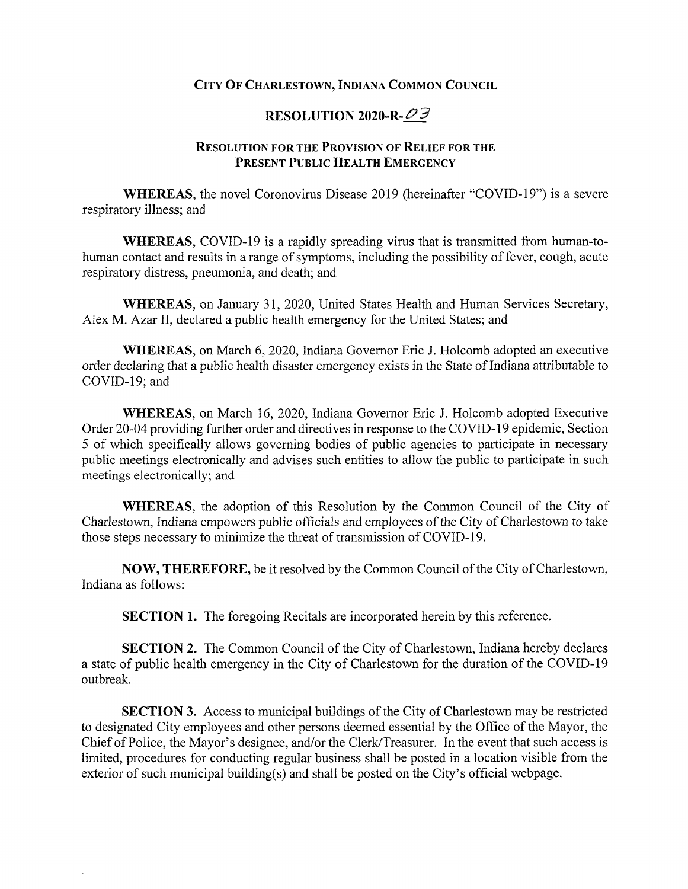# CITY OF CHARLESTOWN, INDIANA COMMON COUNCIL

## RESOLUTION 2020-R-03

### RESOLUTION FOR THE PROVISION OF RELIEF FOR THE PRESENT PUBLIC HEALTH EMERGENCY

**WHEREAS,** the novel Coronovirus Disease 2019 (hereinafter "COVID-19") is a severe respiratory illness; and

**WHEREAS,** COVID-19 is a rapidly spreading virus that is transmitted from human-to-human contact and results in a range of symptoms, including the possibility of fever, cough, acute respiratory distress, pneumonia, and death; and

**WHEREAS,** on January 31, 2020, United States Health and Human Services Secretary, Alex M. Azar II, declared a public health emergency for the United States; and

**WHEREAS,** on March 6, 2020, Indiana Governor Eric J. Holcomb adopted an executive order declaring that a public health disaster emergency exists in the State of Indiana attributable to COVID-19; and

**WHEREAS,** on March 16, 2020, Indiana Governor Eric J. Holcomb adopted Executive Order 20-04 providing further order and directives in response to the COVID-19 epidemic, Section 5 of which specifically allows governing bodies of public agencies to participate in necessary public meetings electronically and advises such entities to allow the public to participate in such meetings electronically; and

**WHEREAS,** the adoption of this Resolution by the Common Council of the City of Charlestown, Indiana empowers public officials and employees of the City of Charlestown to take those steps necessary to minimize the threat of transmission of COVID-19.

**NOW, THEREFORE,** be it resolved by the Common Council of the City of Charlestown, Indiana as follows:

**SECTION 1.** The foregoing Recitals are incorporated herein by this reference.

**SECTION 2.** The Common Council of the City of Charlestown, Indiana hereby declares a state of public health emergency in the City of Charlestown for the duration of the COVID-19 outbreak.

**SECTION 3.** Access to municipal buildings of the City of Charlestown may be restricted to designated City employees and other persons deemed essential by the Office of the Mayor, the Chief of Police, the Mayor's designee, and/or the Clerk/Treasurer. In the event that such access is limited, procedures for conducting regular business shall be posted in a location visible from the exterior of such municipal building(s) and shall be posted on the City's official webpage.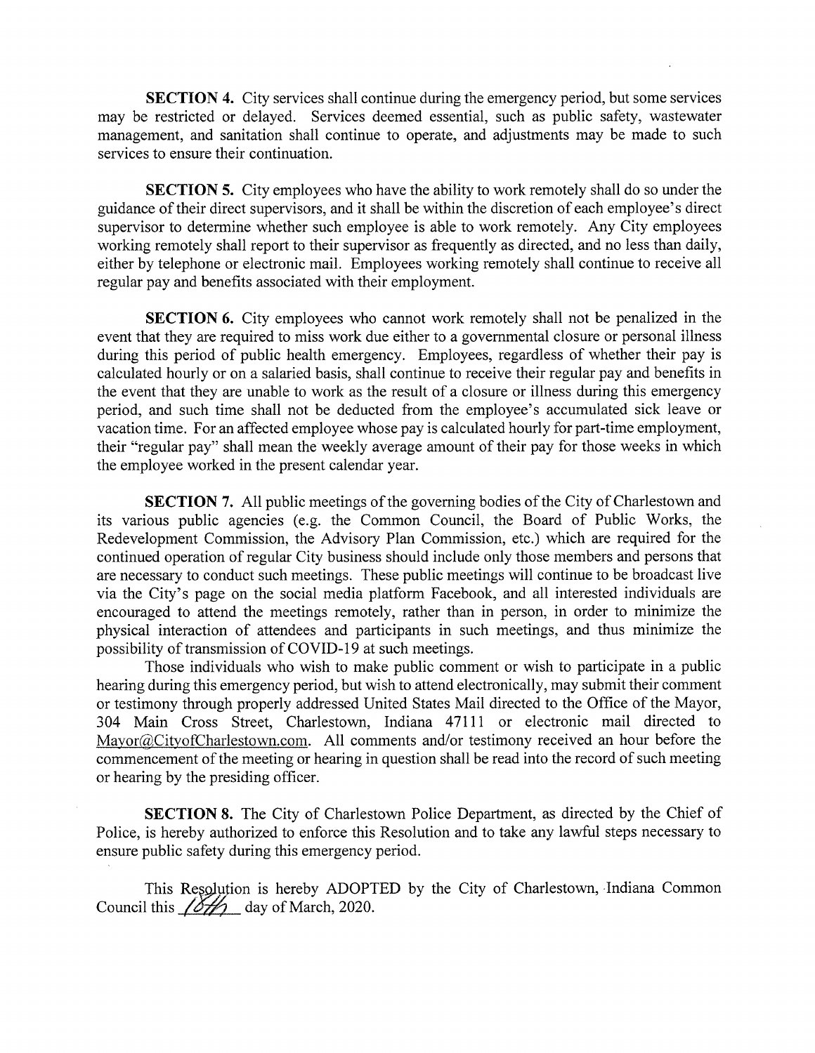**SECTION 4.** City services shall continue during the emergency period, but some services may be restricted or delayed. Services deemed essential, such as public safety, wastewater management, and sanitation shall continue to operate, and adjustments may be made to such services to ensure their continuation.

**SECTION 5.** City employees who have the ability to work remotely shall do so under the guidance of their direct supervisors, and it shall be within the discretion of each employee's direct supervisor to determine whether such employee is able to work remotely. Any City employees working remotely shall report to their supervisor as frequently as directed, and no less than daily, either by telephone or electronic mail. Employees working remotely shall continue to receive all regular pay and benefits associated with their employment.

**SECTION 6.** City employees who cannot work remotely shall not be penalized in the event that they are required to miss work due either to a governmental closure or personal illness during this period of public health emergency. Employees, regardless of whether their pay is calculated hourly or on a salaried basis, shall continue to receive their regular pay and benefits in the event that they are unable to work as the result of a closure or illness during this emergency period, and such time shall not be deducted from the employee's accumulated sick leave or vacation time. For an affected employee whose pay is calculated hourly for part-time employment, their "regular pay" shall mean the weekly average amount of their pay for those weeks in which the employee worked in the present calendar year.

**SECTION 7.** All public meetings of the governing bodies of the City of Charlestown and its various public agencies (e.g. the Common Council, the Board of Public Works, the Redevelopment Commission, the Advisory Plan Commission, etc.) which are required for the continued operation of regular City business should include only those members and persons that are necessary to conduct such meetings. These public meetings will continue to be broadcast live via the City's page on the social media platform Facebook, and all interested individuals are encouraged to attend the meetings remotely, rather than in person, in order to minimize the physical interaction of attendees and participants in such meetings, and thus minimize the possibility of transmission of COVID-19 at such meetings.

Those individuals who wish to make public comment or wish to participate in a public hearing during this emergency period, but wish to attend electronically, may submit their comment or testimony through properly addressed United States Mail directed to the Office of the Mayor, 304 Main Cross Street, Charlestown, Indiana 47111 or electronic mail directed to Mayor@CityofCharlestown.com. All comments and/or testimony received an hour before the commencement of the meeting or hearing in question shall be read into the record of such meeting or hearing by the presiding officer.

**SECTION 8.** The City of Charlestown Police Department, as directed by the Chief of Police, is hereby authorized to enforce this Resolution and to take any lawful steps necessary to ensure public safety during this emergency period.

This Resolution is hereby ADOPTED by the City of Charlestown, Indiana Common Council this 16th day of March, 2020.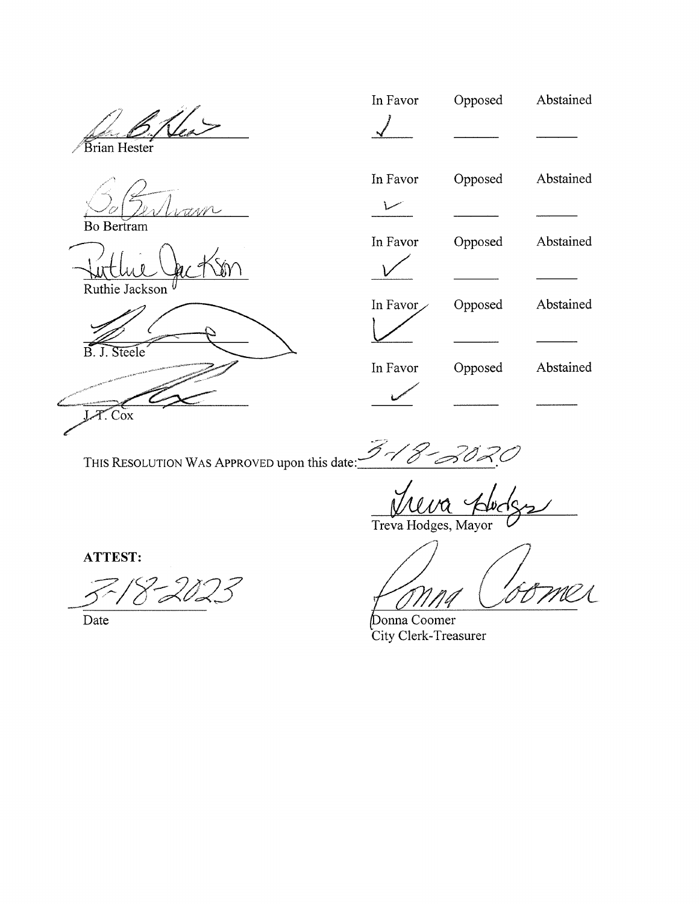| | In Favor | Opposed | Abstained |
|---|---|---|---|
| Brian Hester | ✓ | | |
| Bo Bertram | ✓ | | |
| Ruthie Jackson | ✓ | | |
| B. J. Steele | ✓ | | |
| J.T. Cox | ✓ | | |

THIS RESOLUTION WAS APPROVED upon this date: 3-18-2020.

Treva Hodges, Mayor

**ATTEST:**

3-18-2023

Date

Donna Coomer
City Clerk-Treasurer